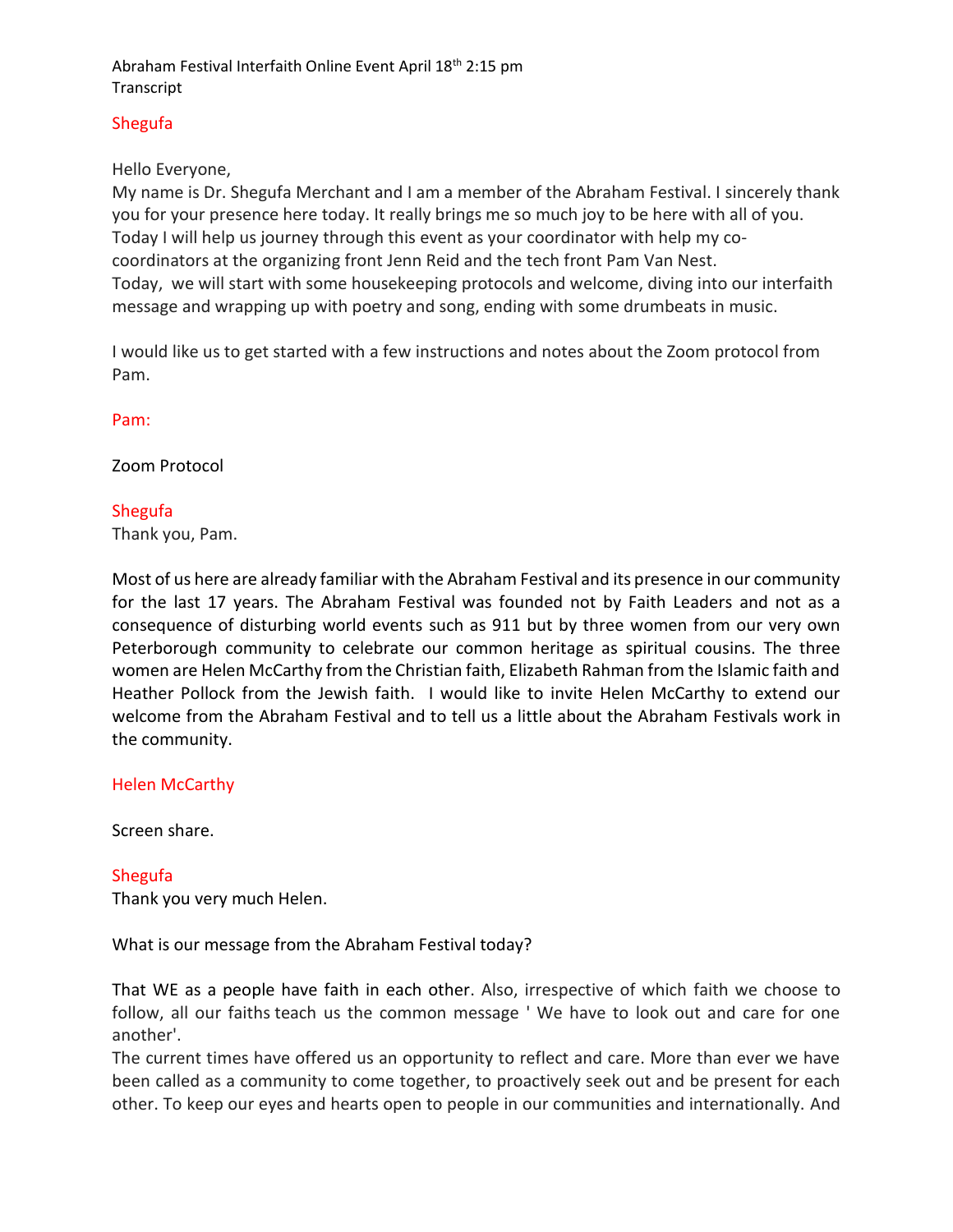Abraham Festival Interfaith Online Event April 18th 2:15 pm
Transcript

**Shegufa**

Hello Everyone,
My name is Dr. Shegufa Merchant and I am a member of the Abraham Festival. I sincerely thank you for your presence here today. It really brings me so much joy to be here with all of you. Today I will help us journey through this event as your coordinator with help my co-coordinators at the organizing front Jenn Reid and the tech front Pam Van Nest.
Today, we will start with some housekeeping protocols and welcome, diving into our interfaith message and wrapping up with poetry and song, ending with some drumbeats in music.

I would like us to get started with a few instructions and notes about the Zoom protocol from Pam.

**Pam:**

Zoom Protocol

**Shegufa**
Thank you, Pam.

Most of us here are already familiar with the Abraham Festival and its presence in our community for the last 17 years. The Abraham Festival was founded not by Faith Leaders and not as a consequence of disturbing world events such as 911 but by three women from our very own Peterborough community to celebrate our common heritage as spiritual cousins. The three women are Helen McCarthy from the Christian faith, Elizabeth Rahman from the Islamic faith and Heather Pollock from the Jewish faith. I would like to invite Helen McCarthy to extend our welcome from the Abraham Festival and to tell us a little about the Abraham Festivals work in the community.

**Helen McCarthy**

Screen share.

**Shegufa**
Thank you very much Helen.

What is our message from the Abraham Festival today?

That WE as a people have faith in each other. Also, irrespective of which faith we choose to follow, all our faiths teach us the common message ' We have to look out and care for one another'.
The current times have offered us an opportunity to reflect and care. More than ever we have been called as a community to come together, to proactively seek out and be present for each other. To keep our eyes and hearts open to people in our communities and internationally. And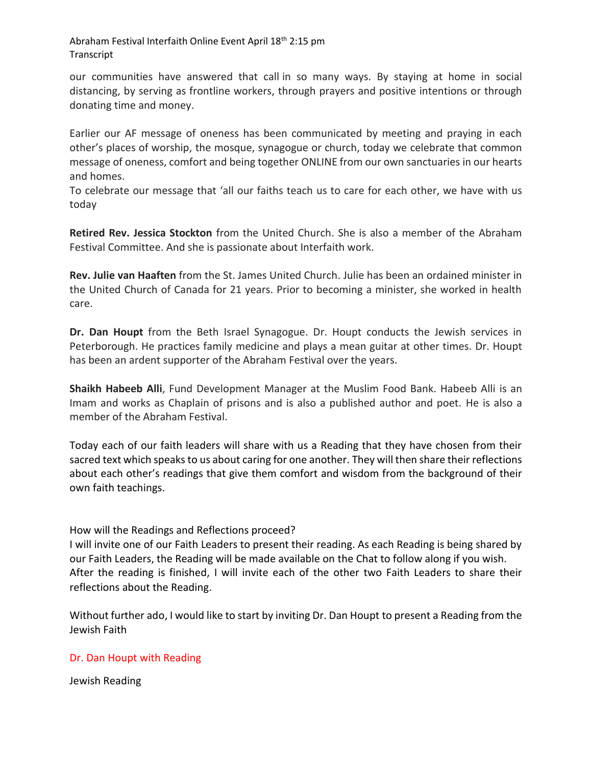our communities have answered that call in so many ways. By staying at home in social distancing, by serving as frontline workers, through prayers and positive intentions or through donating time and money.

Earlier our AF message of oneness has been communicated by meeting and praying in each other's places of worship, the mosque, synagogue or church, today we celebrate that common message of oneness, comfort and being together ONLINE from our own sanctuaries in our hearts and homes.
To celebrate our message that 'all our faiths teach us to care for each other, we have with us today

**Retired Rev. Jessica Stockton** from the United Church. She is also a member of the Abraham Festival Committee. And she is passionate about Interfaith work.

**Rev. Julie van Haaften** from the St. James United Church. Julie has been an ordained minister in the United Church of Canada for 21 years. Prior to becoming a minister, she worked in health care.

**Dr. Dan Houpt** from the Beth Israel Synagogue. Dr. Houpt conducts the Jewish services in Peterborough. He practices family medicine and plays a mean guitar at other times. Dr. Houpt has been an ardent supporter of the Abraham Festival over the years.

**Shaikh Habeeb Alli**, Fund Development Manager at the Muslim Food Bank. Habeeb Alli is an Imam and works as Chaplain of prisons and is also a published author and poet. He is also a member of the Abraham Festival.

Today each of our faith leaders will share with us a Reading that they have chosen from their sacred text which speaks to us about caring for one another. They will then share their reflections about each other's readings that give them comfort and wisdom from the background of their own faith teachings.

How will the Readings and Reflections proceed?
I will invite one of our Faith Leaders to present their reading. As each Reading is being shared by our Faith Leaders, the Reading will be made available on the Chat to follow along if you wish.
After the reading is finished, I will invite each of the other two Faith Leaders to share their reflections about the Reading.

Without further ado, I would like to start by inviting Dr. Dan Houpt to present a Reading from the Jewish Faith

Dr. Dan Houpt with Reading

Jewish Reading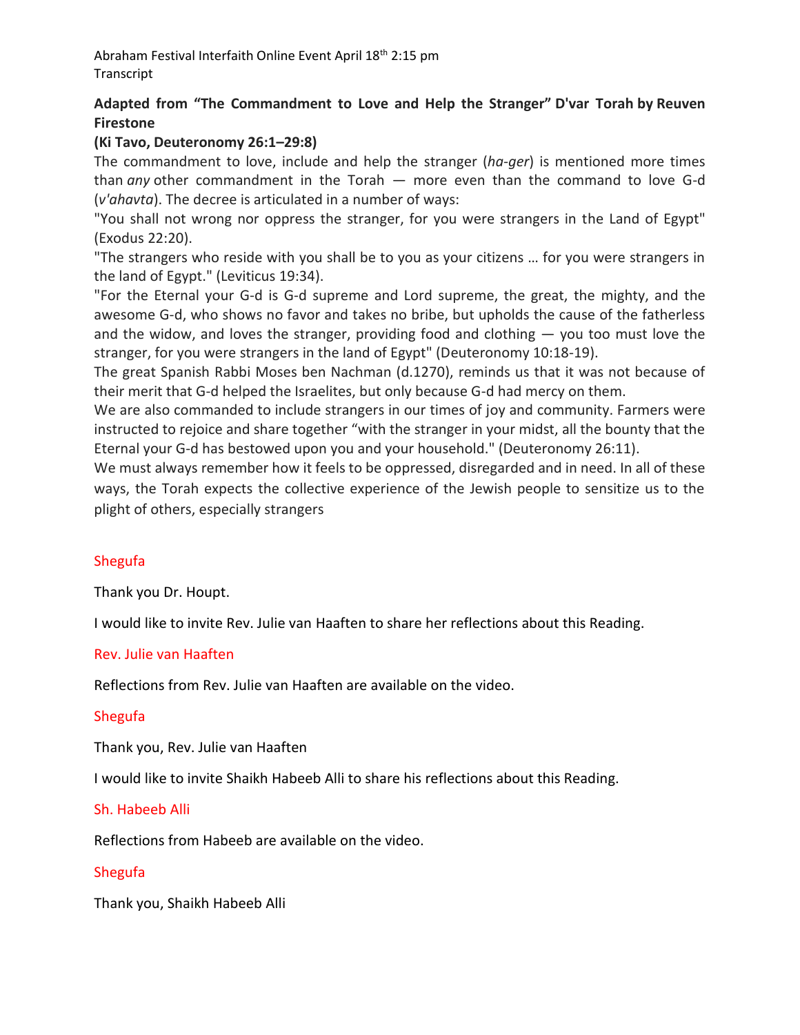Abraham Festival Interfaith Online Event April 18th 2:15 pm
Transcript

**Adapted from "The Commandment to Love and Help the Stranger" D'var Torah by Reuven Firestone**

**(Ki Tavo, Deuteronomy 26:1–29:8)**

The commandment to love, include and help the stranger (*ha-ger*) is mentioned more times than *any* other commandment in the Torah — more even than the command to love G-d (*v'ahavta*). The decree is articulated in a number of ways:

"You shall not wrong nor oppress the stranger, for you were strangers in the Land of Egypt" (Exodus 22:20).

"The strangers who reside with you shall be to you as your citizens … for you were strangers in the land of Egypt." (Leviticus 19:34).

"For the Eternal your G-d is G-d supreme and Lord supreme, the great, the mighty, and the awesome G-d, who shows no favor and takes no bribe, but upholds the cause of the fatherless and the widow, and loves the stranger, providing food and clothing — you too must love the stranger, for you were strangers in the land of Egypt" (Deuteronomy 10:18-19).

The great Spanish Rabbi Moses ben Nachman (d.1270), reminds us that it was not because of their merit that G-d helped the Israelites, but only because G-d had mercy on them.

We are also commanded to include strangers in our times of joy and community. Farmers were instructed to rejoice and share together "with the stranger in your midst, all the bounty that the Eternal your G-d has bestowed upon you and your household." (Deuteronomy 26:11).

We must always remember how it feels to be oppressed, disregarded and in need. In all of these ways, the Torah expects the collective experience of the Jewish people to sensitize us to the plight of others, especially strangers

Shegufa

Thank you Dr. Houpt.

I would like to invite Rev. Julie van Haaften to share her reflections about this Reading.

Rev. Julie van Haaften

Reflections from Rev. Julie van Haaften are available on the video.

Shegufa

Thank you, Rev. Julie van Haaften

I would like to invite Shaikh Habeeb Alli to share his reflections about this Reading.

Sh. Habeeb Alli

Reflections from Habeeb are available on the video.

Shegufa

Thank you, Shaikh Habeeb Alli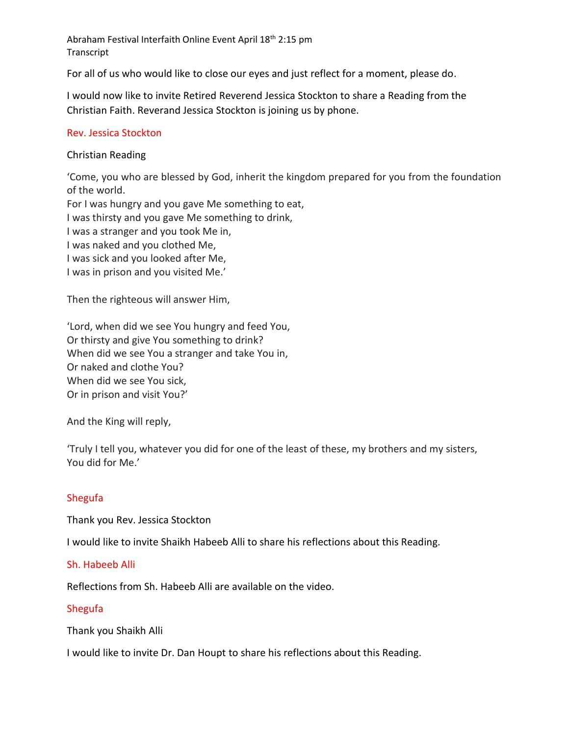Abraham Festival Interfaith Online Event April 18th 2:15 pm
Transcript

For all of us who would like to close our eyes and just reflect for a moment, please do.

I would now like to invite Retired Reverend Jessica Stockton to share a Reading from the Christian Faith. Reverand Jessica Stockton is joining us by phone.

Rev. Jessica Stockton

Christian Reading

'Come, you who are blessed by God, inherit the kingdom prepared for you from the foundation of the world.
For I was hungry and you gave Me something to eat,
I was thirsty and you gave Me something to drink,
I was a stranger and you took Me in,
I was naked and you clothed Me,
I was sick and you looked after Me,
I was in prison and you visited Me.'

Then the righteous will answer Him,

'Lord, when did we see You hungry and feed You,
Or thirsty and give You something to drink?
When did we see You a stranger and take You in,
Or naked and clothe You?
When did we see You sick,
Or in prison and visit You?'

And the King will reply,

'Truly I tell you, whatever you did for one of the least of these, my brothers and my sisters,
You did for Me.'

Shegufa

Thank you Rev. Jessica Stockton

I would like to invite Shaikh Habeeb Alli to share his reflections about this Reading.

Sh. Habeeb Alli

Reflections from Sh. Habeeb Alli are available on the video.

Shegufa

Thank you Shaikh Alli

I would like to invite Dr. Dan Houpt to share his reflections about this Reading.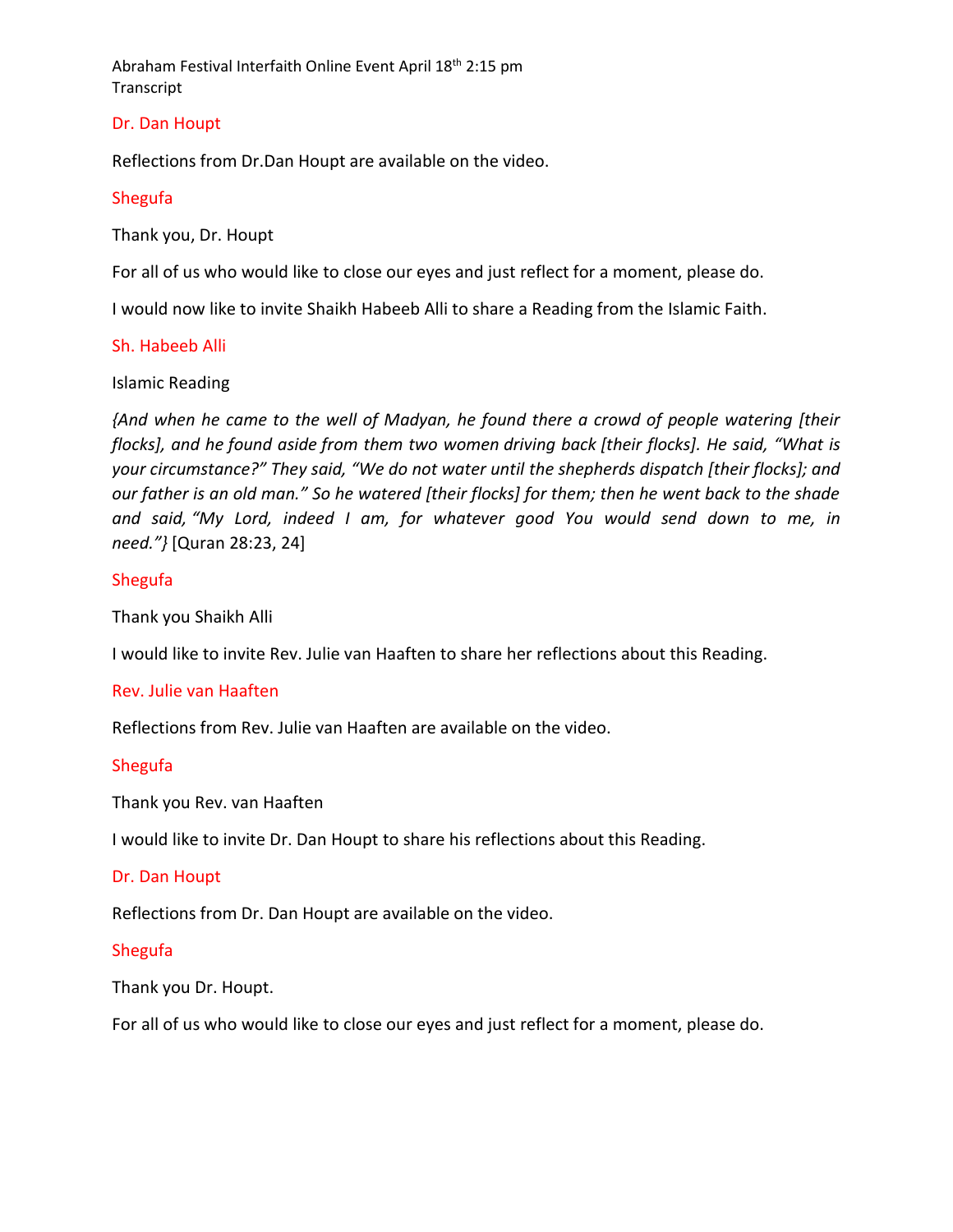Abraham Festival Interfaith Online Event April 18th 2:15 pm
Transcript

Dr. Dan Houpt

Reflections from Dr.Dan Houpt are available on the video.

Shegufa

Thank you, Dr. Houpt

For all of us who would like to close our eyes and just reflect for a moment, please do.

I would now like to invite Shaikh Habeeb Alli to share a Reading from the Islamic Faith.

Sh. Habeeb Alli

Islamic Reading

*{And when he came to the well of Madyan, he found there a crowd of people watering [their flocks], and he found aside from them two women driving back [their flocks]. He said, "What is your circumstance?" They said, "We do not water until the shepherds dispatch [their flocks]; and our father is an old man." So he watered [their flocks] for them; then he went back to the shade and said, "My Lord, indeed I am, for whatever good You would send down to me, in need."}* [Quran 28:23, 24]

Shegufa

Thank you Shaikh Alli

I would like to invite Rev. Julie van Haaften to share her reflections about this Reading.

Rev. Julie van Haaften

Reflections from Rev. Julie van Haaften are available on the video.

Shegufa

Thank you Rev. van Haaften

I would like to invite Dr. Dan Houpt to share his reflections about this Reading.

Dr. Dan Houpt

Reflections from Dr. Dan Houpt are available on the video.

Shegufa

Thank you Dr. Houpt.

For all of us who would like to close our eyes and just reflect for a moment, please do.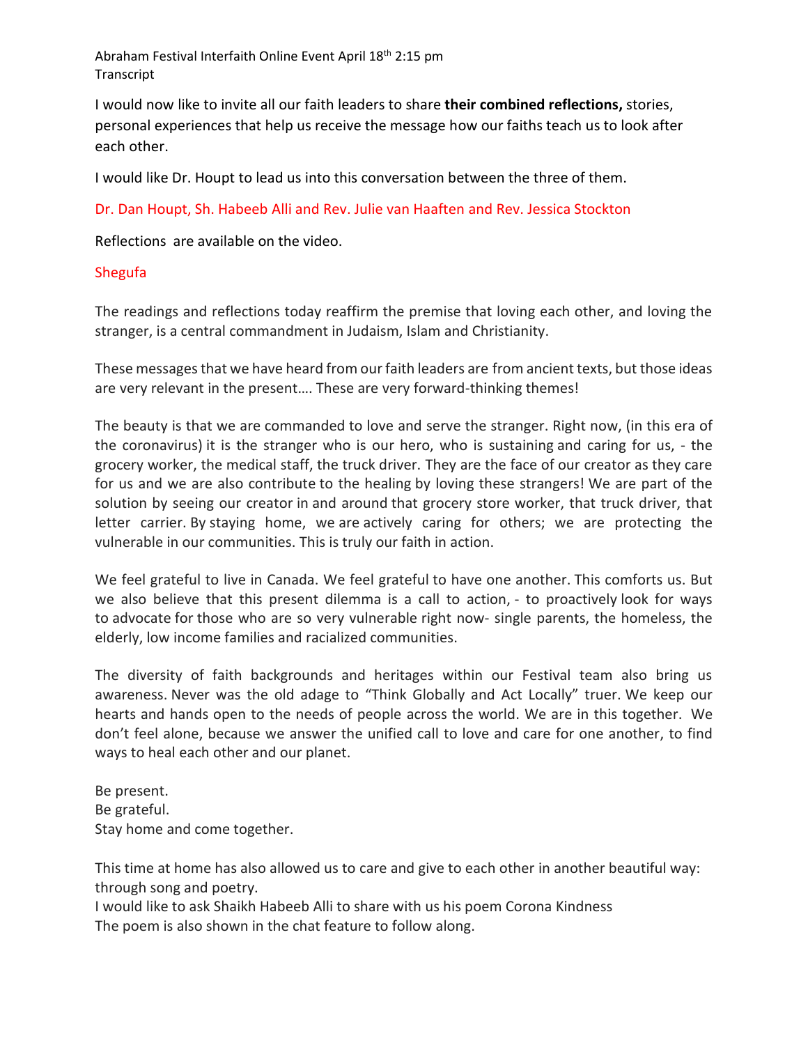Abraham Festival Interfaith Online Event April 18th 2:15 pm
Transcript

I would now like to invite all our faith leaders to share **their combined reflections,** stories, personal experiences that help us receive the message how our faiths teach us to look after each other.

I would like Dr. Houpt to lead us into this conversation between the three of them.

Dr. Dan Houpt, Sh. Habeeb Alli and Rev. Julie van Haaften and Rev. Jessica Stockton

Reflections are available on the video.

Shegufa

The readings and reflections today reaffirm the premise that loving each other, and loving the stranger, is a central commandment in Judaism, Islam and Christianity.

These messages that we have heard from our faith leaders are from ancient texts, but those ideas are very relevant in the present…. These are very forward-thinking themes!

The beauty is that we are commanded to love and serve the stranger. Right now, (in this era of the coronavirus) it is the stranger who is our hero, who is sustaining and caring for us, - the grocery worker, the medical staff, the truck driver. They are the face of our creator as they care for us and we are also contribute to the healing by loving these strangers! We are part of the solution by seeing our creator in and around that grocery store worker, that truck driver, that letter carrier. By staying home, we are actively caring for others; we are protecting the vulnerable in our communities. This is truly our faith in action.

We feel grateful to live in Canada. We feel grateful to have one another. This comforts us. But we also believe that this present dilemma is a call to action, - to proactively look for ways to advocate for those who are so very vulnerable right now- single parents, the homeless, the elderly, low income families and racialized communities.

The diversity of faith backgrounds and heritages within our Festival team also bring us awareness. Never was the old adage to "Think Globally and Act Locally" truer. We keep our hearts and hands open to the needs of people across the world. We are in this together. We don't feel alone, because we answer the unified call to love and care for one another, to find ways to heal each other and our planet.

Be present.
Be grateful.
Stay home and come together.

This time at home has also allowed us to care and give to each other in another beautiful way: through song and poetry.
I would like to ask Shaikh Habeeb Alli to share with us his poem Corona Kindness
The poem is also shown in the chat feature to follow along.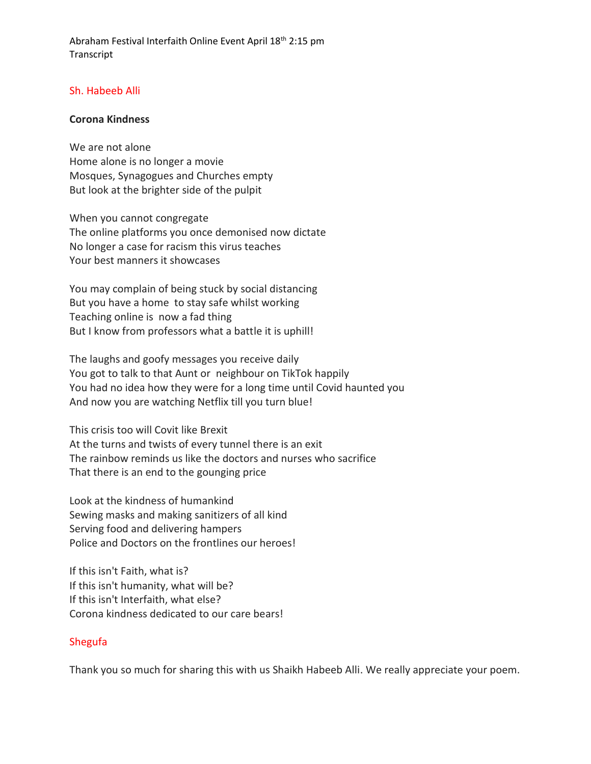Abraham Festival Interfaith Online Event April 18th 2:15 pm
Transcript

Sh. Habeeb Alli

**Corona Kindness**

We are not alone
Home alone is no longer a movie
Mosques, Synagogues and Churches empty
But look at the brighter side of the pulpit

When you cannot congregate
The online platforms you once demonised now dictate
No longer a case for racism this virus teaches
Your best manners it showcases

You may complain of being stuck by social distancing
But you have a home to stay safe whilst working
Teaching online is now a fad thing
But I know from professors what a battle it is uphill!

The laughs and goofy messages you receive daily
You got to talk to that Aunt or neighbour on TikTok happily
You had no idea how they were for a long time until Covid haunted you
And now you are watching Netflix till you turn blue!

This crisis too will Covit like Brexit
At the turns and twists of every tunnel there is an exit
The rainbow reminds us like the doctors and nurses who sacrifice
That there is an end to the gounging price

Look at the kindness of humankind
Sewing masks and making sanitizers of all kind
Serving food and delivering hampers
Police and Doctors on the frontlines our heroes!

If this isn't Faith, what is?
If this isn't humanity, what will be?
If this isn't Interfaith, what else?
Corona kindness dedicated to our care bears!

Shegufa

Thank you so much for sharing this with us Shaikh Habeeb Alli. We really appreciate your poem.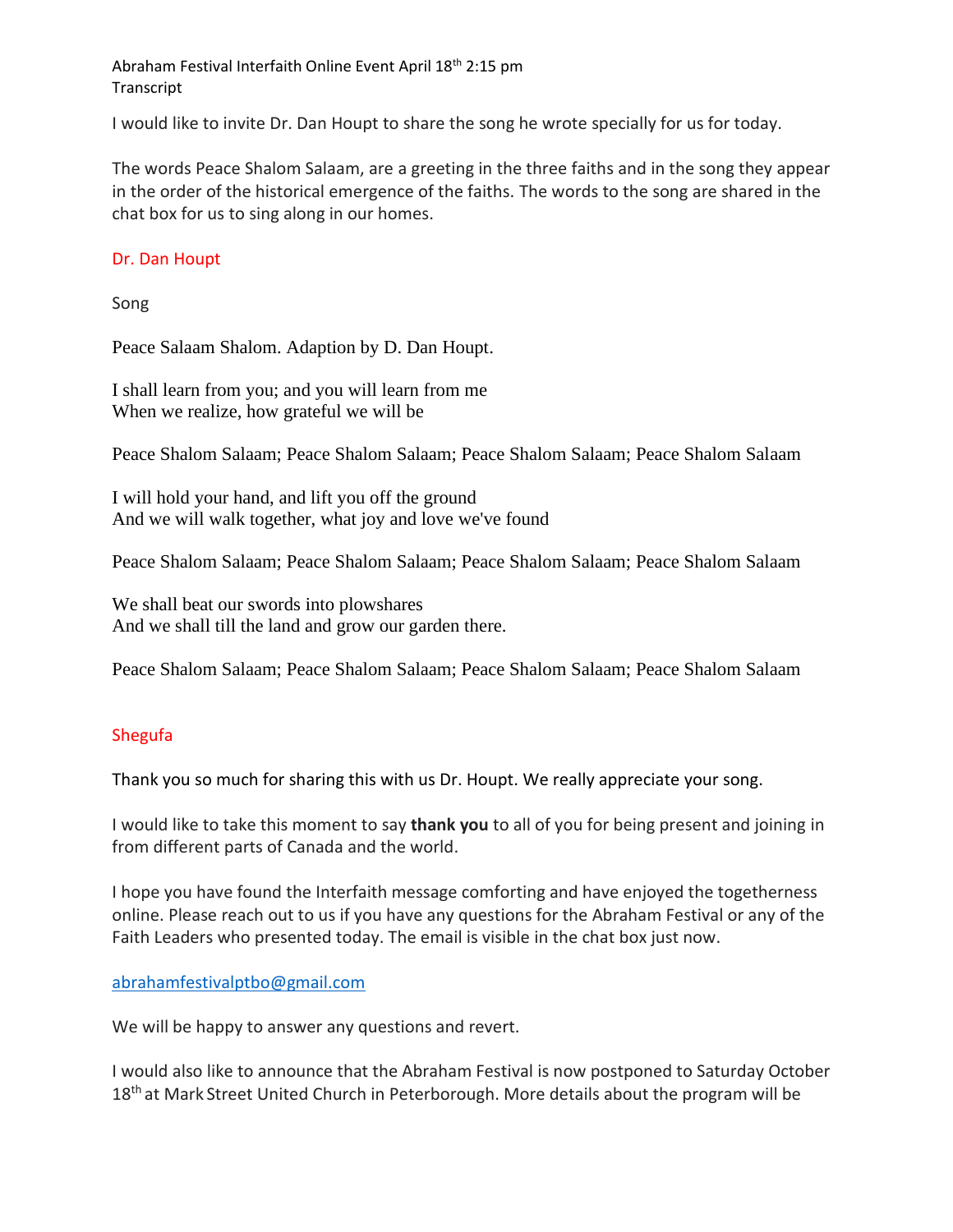Abraham Festival Interfaith Online Event April 18th 2:15 pm
Transcript

I would like to invite Dr. Dan Houpt to share the song he wrote specially for us for today.

The words Peace Shalom Salaam, are a greeting in the three faiths and in the song they appear in the order of the historical emergence of the faiths. The words to the song are shared in the chat box for us to sing along in our homes.

Dr. Dan Houpt

Song

Peace Salaam Shalom. Adaption by D. Dan Houpt.

I shall learn from you; and you will learn from me
When we realize, how grateful we will be

Peace Shalom Salaam; Peace Shalom Salaam; Peace Shalom Salaam; Peace Shalom Salaam

I will hold your hand, and lift you off the ground
And we will walk together, what joy and love we've found

Peace Shalom Salaam; Peace Shalom Salaam; Peace Shalom Salaam; Peace Shalom Salaam

We shall beat our swords into plowshares
And we shall till the land and grow our garden there.

Peace Shalom Salaam; Peace Shalom Salaam; Peace Shalom Salaam; Peace Shalom Salaam

Shegufa

Thank you so much for sharing this with us Dr. Houpt. We really appreciate your song.

I would like to take this moment to say **thank you** to all of you for being present and joining in from different parts of Canada and the world.

I hope you have found the Interfaith message comforting and have enjoyed the togetherness online. Please reach out to us if you have any questions for the Abraham Festival or any of the Faith Leaders who presented today. The email is visible in the chat box just now.

abrahamfestivalptbo@gmail.com

We will be happy to answer any questions and revert.

I would also like to announce that the Abraham Festival is now postponed to Saturday October 18th at Mark Street United Church in Peterborough. More details about the program will be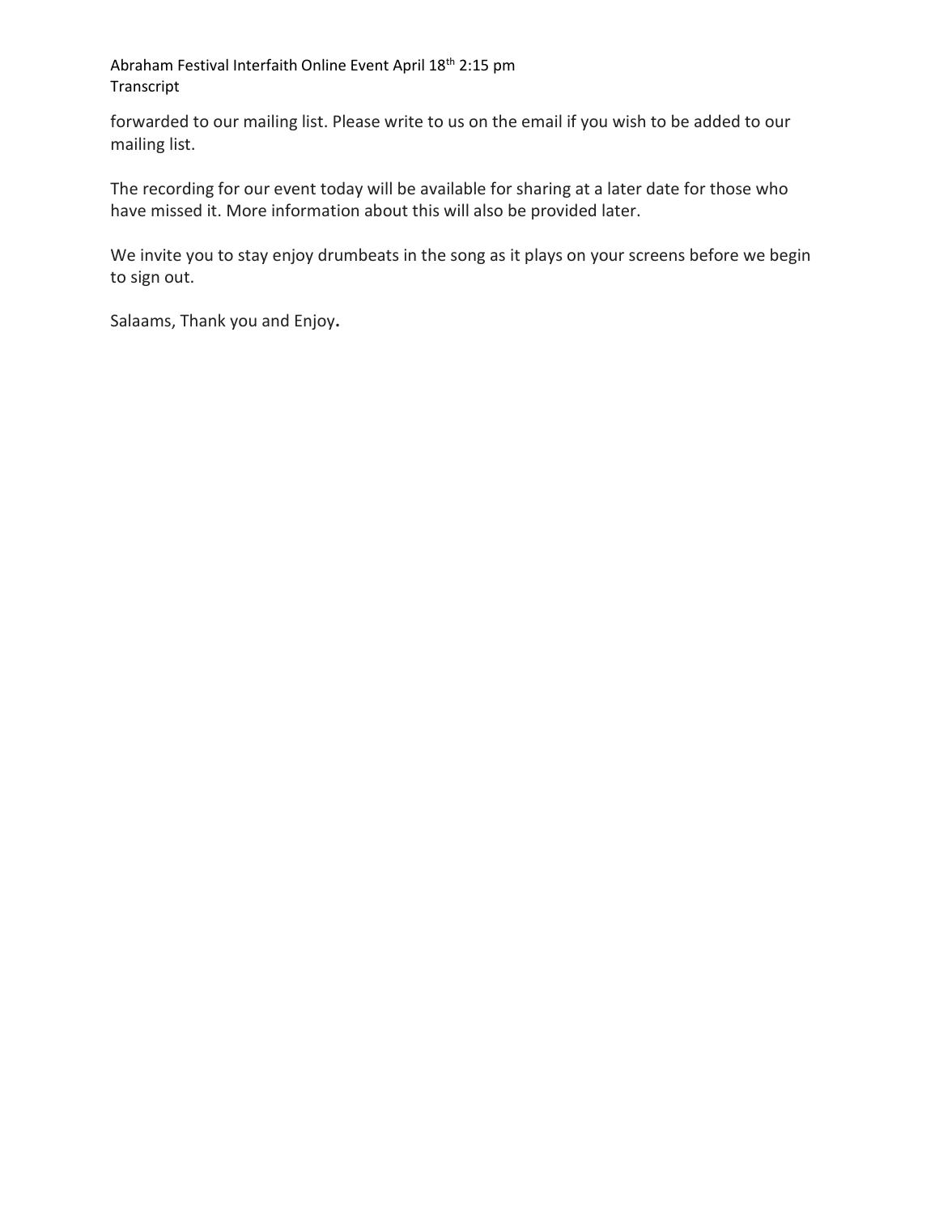forwarded to our mailing list. Please write to us on the email if you wish to be added to our mailing list.

The recording for our event today will be available for sharing at a later date for those who have missed it. More information about this will also be provided later.

We invite you to stay enjoy drumbeats in the song as it plays on your screens before we begin to sign out.

Salaams, Thank you and Enjoy**.**